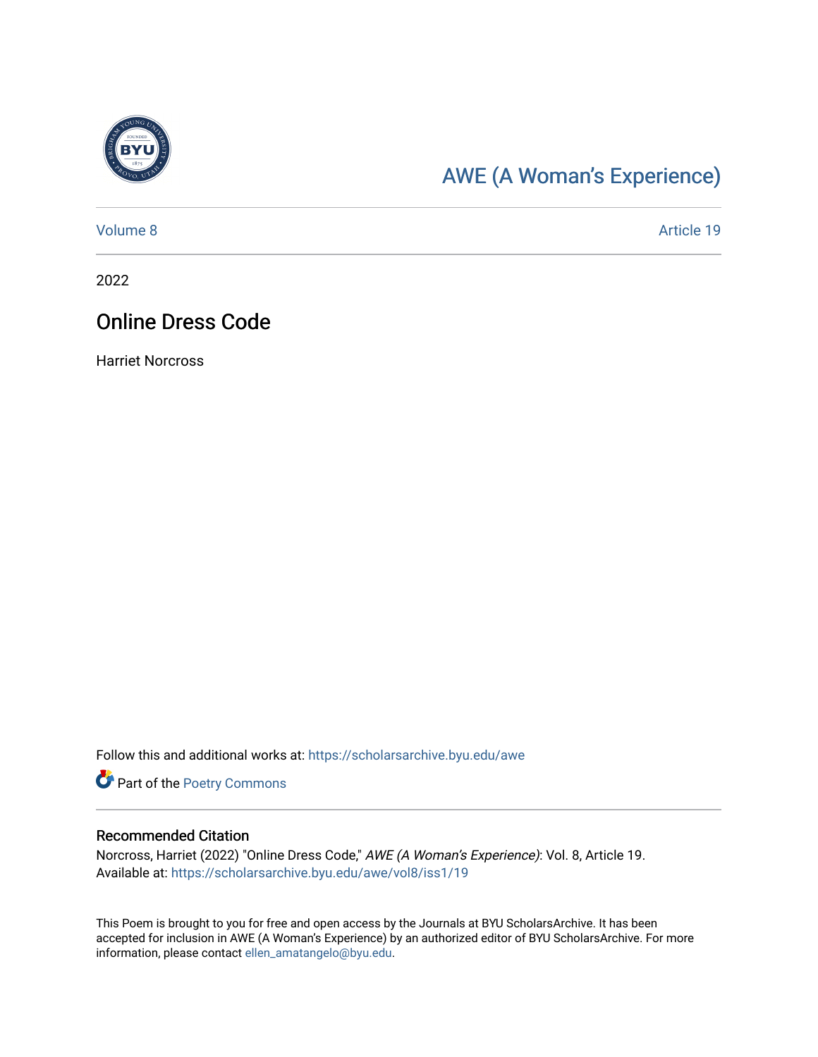[AWE (A Woman's Experience)](https://scholarsarchive.byu.edu/awe)

Volume 8 | Article 19

2022

# Online Dress Code

Harriet Norcross

Follow this and additional works at: https://scholarsarchive.byu.edu/awe

Part of the Poetry Commons

## Recommended Citation

Norcross, Harriet (2022) "Online Dress Code," *AWE (A Woman's Experience)*: Vol. 8, Article 19.
Available at: https://scholarsarchive.byu.edu/awe/vol8/iss1/19

This Poem is brought to you for free and open access by the Journals at BYU ScholarsArchive. It has been accepted for inclusion in AWE (A Woman's Experience) by an authorized editor of BYU ScholarsArchive. For more information, please contact ellen_amatangelo@byu.edu.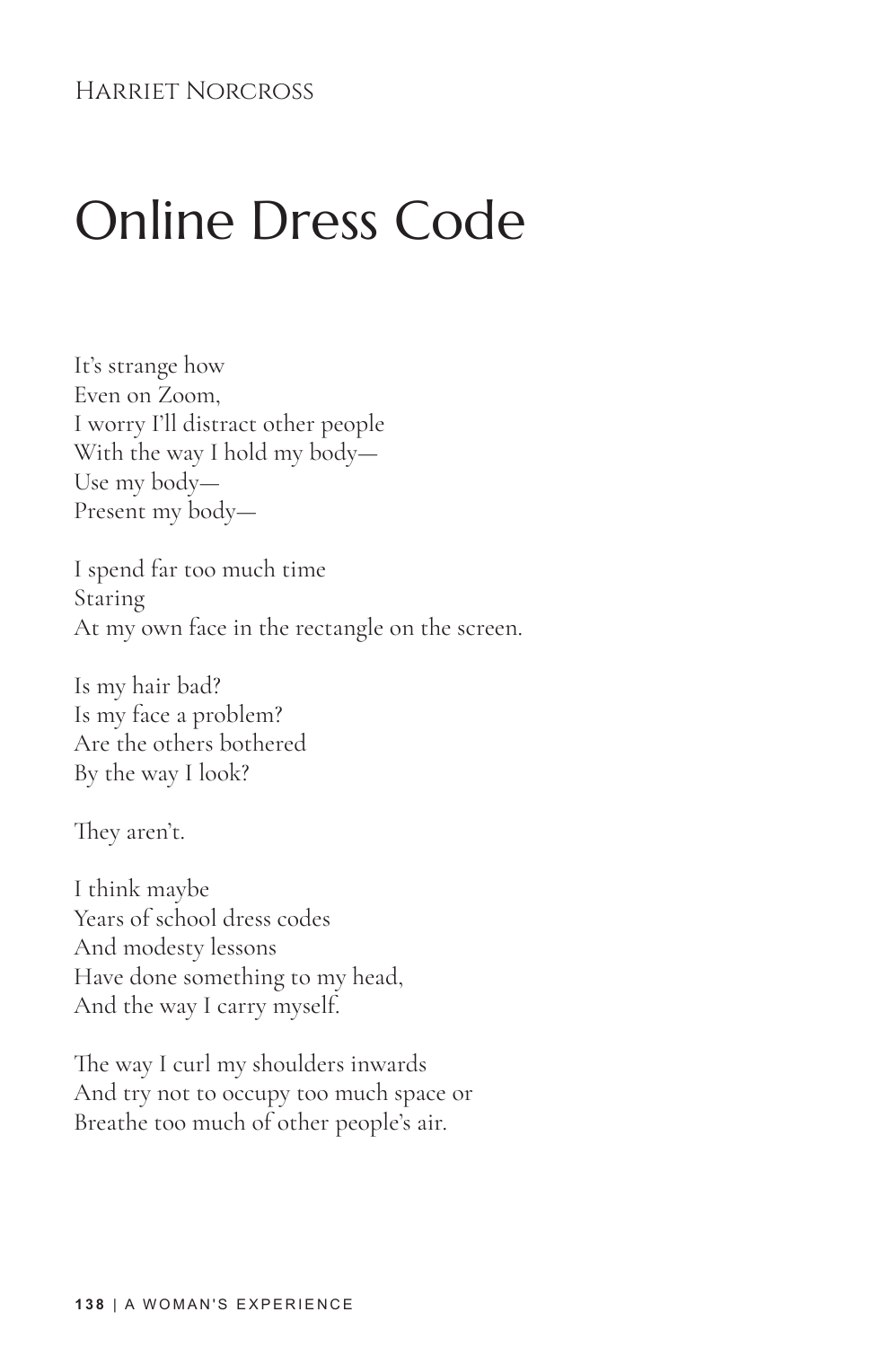Harriet Norcross

# Online Dress Code

It's strange how  
Even on Zoom,  
I worry I'll distract other people  
With the way I hold my body—  
Use my body—  
Present my body—

I spend far too much time  
Staring  
At my own face in the rectangle on the screen.

Is my hair bad?  
Is my face a problem?  
Are the others bothered  
By the way I look?

They aren't.

I think maybe  
Years of school dress codes  
And modesty lessons  
Have done something to my head,  
And the way I carry myself.

The way I curl my shoulders inwards  
And try not to occupy too much space or  
Breathe too much of other people's air.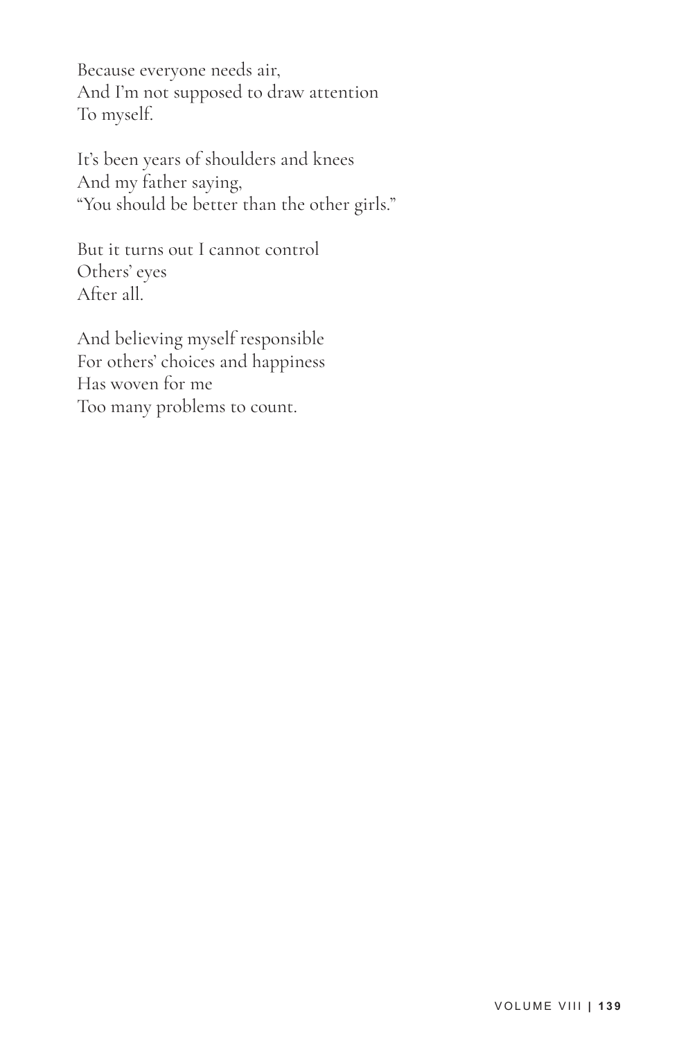Because everyone needs air,  
And I'm not supposed to draw attention  
To myself.

It's been years of shoulders and knees  
And my father saying,  
"You should be better than the other girls."

But it turns out I cannot control  
Others' eyes  
After all.

And believing myself responsible  
For others' choices and happiness  
Has woven for me  
Too many problems to count.